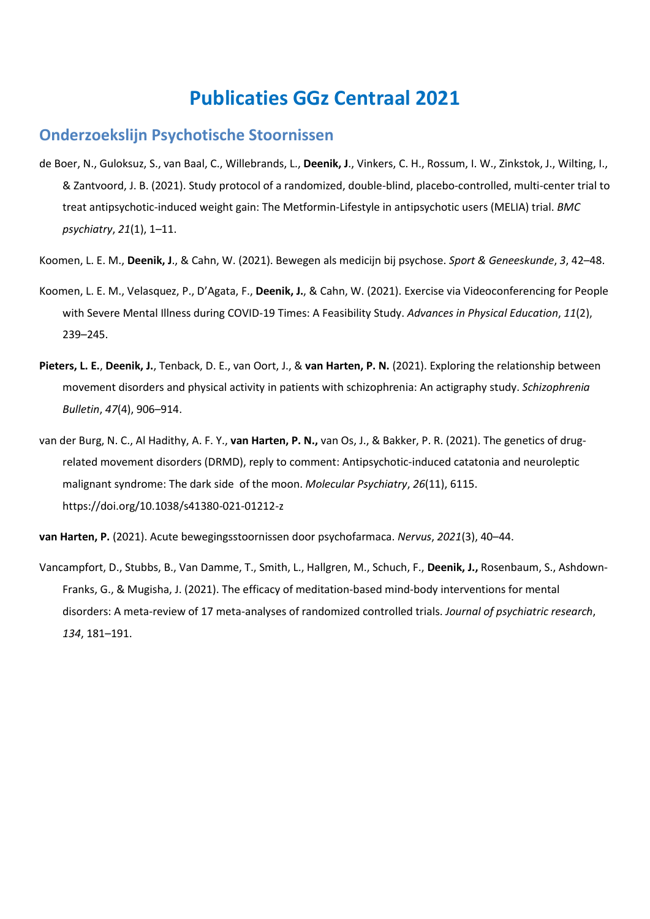# Publicaties GGz Centraal 2021

## Onderzoekslijn Psychotische Stoornissen

de Boer, N., Guloksuz, S., van Baal, C., Willebrands, L., **Deenik, J**., Vinkers, C. H., Rossum, I. W., Zinkstok, J., Wilting, I., & Zantvoord, J. B. (2021). Study protocol of a randomized, double-blind, placebo-controlled, multi-center trial to treat antipsychotic-induced weight gain: The Metformin-Lifestyle in antipsychotic users (MELIA) trial. *BMC psychiatry*, *21*(1), 1–11.

Koomen, L. E. M., **Deenik, J**., & Cahn, W. (2021). Bewegen als medicijn bij psychose. *Sport & Geneeskunde*, *3*, 42–48.

Koomen, L. E. M., Velasquez, P., D'Agata, F., **Deenik, J.**, & Cahn, W. (2021). Exercise via Videoconferencing for People with Severe Mental Illness during COVID-19 Times: A Feasibility Study. *Advances in Physical Education*, *11*(2), 239–245.

**Pieters, L. E.**, **Deenik, J.**, Tenback, D. E., van Oort, J., & **van Harten, P. N.** (2021). Exploring the relationship between movement disorders and physical activity in patients with schizophrenia: An actigraphy study. *Schizophrenia Bulletin*, *47*(4), 906–914.

van der Burg, N. C., Al Hadithy, A. F. Y., **van Harten, P. N.,** van Os, J., & Bakker, P. R. (2021). The genetics of drug-related movement disorders (DRMD), reply to comment: Antipsychotic-induced catatonia and neuroleptic malignant syndrome: The dark side of the moon. *Molecular Psychiatry*, *26*(11), 6115. https://doi.org/10.1038/s41380-021-01212-z

**van Harten, P.** (2021). Acute bewegingsstoornissen door psychofarmaca. *Nervus*, *2021*(3), 40–44.

Vancampfort, D., Stubbs, B., Van Damme, T., Smith, L., Hallgren, M., Schuch, F., **Deenik, J.,** Rosenbaum, S., Ashdown-Franks, G., & Mugisha, J. (2021). The efficacy of meditation-based mind-body interventions for mental disorders: A meta-review of 17 meta-analyses of randomized controlled trials. *Journal of psychiatric research*, *134*, 181–191.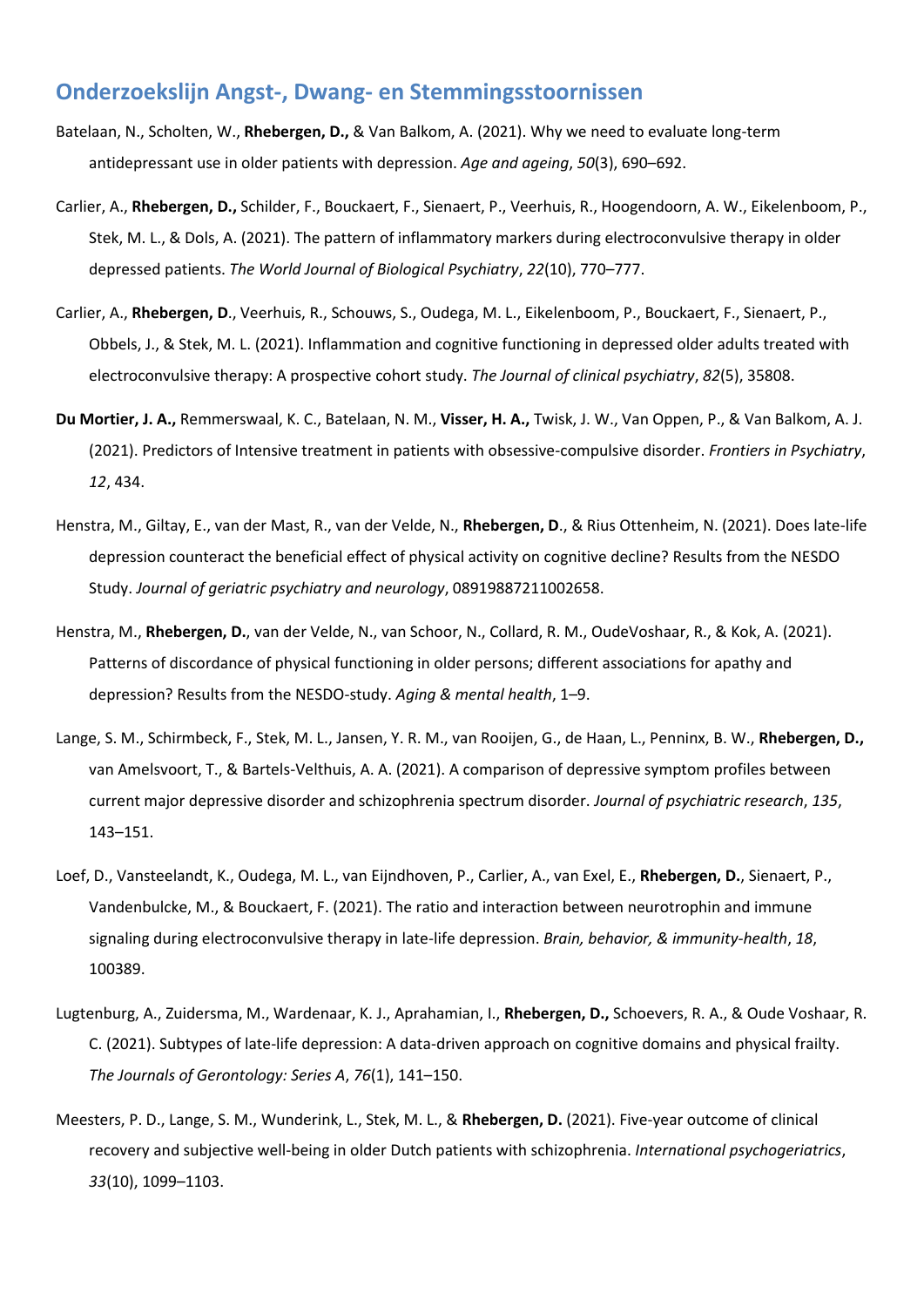## Onderzoekslijn Angst-, Dwang- en Stemmingsstoornissen

Batelaan, N., Scholten, W., **Rhebergen, D.,** & Van Balkom, A. (2021). Why we need to evaluate long-term antidepressant use in older patients with depression. *Age and ageing*, *50*(3), 690–692.

Carlier, A., **Rhebergen, D.,** Schilder, F., Bouckaert, F., Sienaert, P., Veerhuis, R., Hoogendoorn, A. W., Eikelenboom, P., Stek, M. L., & Dols, A. (2021). The pattern of inflammatory markers during electroconvulsive therapy in older depressed patients. *The World Journal of Biological Psychiatry*, *22*(10), 770–777.

Carlier, A., **Rhebergen, D**., Veerhuis, R., Schouws, S., Oudega, M. L., Eikelenboom, P., Bouckaert, F., Sienaert, P., Obbels, J., & Stek, M. L. (2021). Inflammation and cognitive functioning in depressed older adults treated with electroconvulsive therapy: A prospective cohort study. *The Journal of clinical psychiatry*, *82*(5), 35808.

**Du Mortier, J. A.,** Remmerswaal, K. C., Batelaan, N. M., **Visser, H. A.,** Twisk, J. W., Van Oppen, P., & Van Balkom, A. J. (2021). Predictors of Intensive treatment in patients with obsessive-compulsive disorder. *Frontiers in Psychiatry*, *12*, 434.

Henstra, M., Giltay, E., van der Mast, R., van der Velde, N., **Rhebergen, D**., & Rius Ottenheim, N. (2021). Does late-life depression counteract the beneficial effect of physical activity on cognitive decline? Results from the NESDO Study. *Journal of geriatric psychiatry and neurology*, 08919887211002658.

Henstra, M., **Rhebergen, D.**, van der Velde, N., van Schoor, N., Collard, R. M., OudeVoshaar, R., & Kok, A. (2021). Patterns of discordance of physical functioning in older persons; different associations for apathy and depression? Results from the NESDO-study. *Aging & mental health*, 1–9.

Lange, S. M., Schirmbeck, F., Stek, M. L., Jansen, Y. R. M., van Rooijen, G., de Haan, L., Penninx, B. W., **Rhebergen, D.,** van Amelsvoort, T., & Bartels-Velthuis, A. A. (2021). A comparison of depressive symptom profiles between current major depressive disorder and schizophrenia spectrum disorder. *Journal of psychiatric research*, *135*, 143–151.

Loef, D., Vansteelandt, K., Oudega, M. L., van Eijndhoven, P., Carlier, A., van Exel, E., **Rhebergen, D.**, Sienaert, P., Vandenbulcke, M., & Bouckaert, F. (2021). The ratio and interaction between neurotrophin and immune signaling during electroconvulsive therapy in late-life depression. *Brain, behavior, & immunity-health*, *18*, 100389.

Lugtenburg, A., Zuidersma, M., Wardenaar, K. J., Aprahamian, I., **Rhebergen, D.,** Schoevers, R. A., & Oude Voshaar, R. C. (2021). Subtypes of late-life depression: A data-driven approach on cognitive domains and physical frailty. *The Journals of Gerontology: Series A*, *76*(1), 141–150.

Meesters, P. D., Lange, S. M., Wunderink, L., Stek, M. L., & **Rhebergen, D.** (2021). Five-year outcome of clinical recovery and subjective well-being in older Dutch patients with schizophrenia. *International psychogeriatrics*, *33*(10), 1099–1103.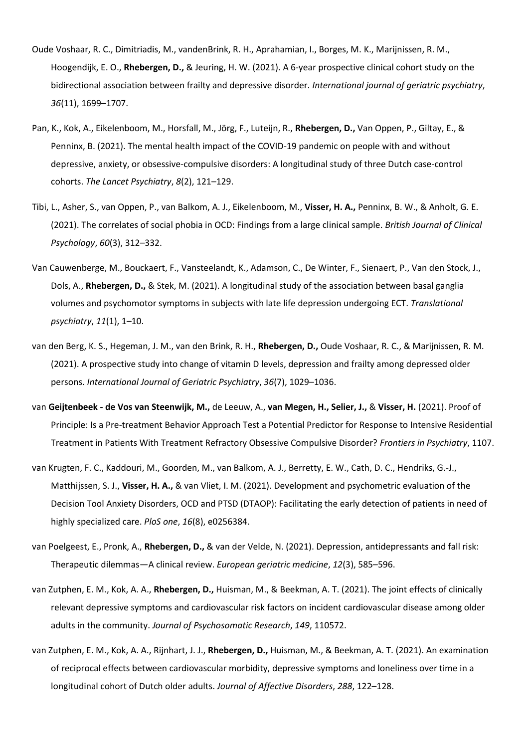Oude Voshaar, R. C., Dimitriadis, M., vandenBrink, R. H., Aprahamian, I., Borges, M. K., Marijnissen, R. M., Hoogendijk, E. O., **Rhebergen, D.,** & Jeuring, H. W. (2021). A 6-year prospective clinical cohort study on the bidirectional association between frailty and depressive disorder. *International journal of geriatric psychiatry*, *36*(11), 1699–1707.

Pan, K., Kok, A., Eikelenboom, M., Horsfall, M., Jörg, F., Luteijn, R., **Rhebergen, D.,** Van Oppen, P., Giltay, E., & Penninx, B. (2021). The mental health impact of the COVID-19 pandemic on people with and without depressive, anxiety, or obsessive-compulsive disorders: A longitudinal study of three Dutch case-control cohorts. *The Lancet Psychiatry*, *8*(2), 121–129.

Tibi, L., Asher, S., van Oppen, P., van Balkom, A. J., Eikelenboom, M., **Visser, H. A.,** Penninx, B. W., & Anholt, G. E. (2021). The correlates of social phobia in OCD: Findings from a large clinical sample. *British Journal of Clinical Psychology*, *60*(3), 312–332.

Van Cauwenberge, M., Bouckaert, F., Vansteelandt, K., Adamson, C., De Winter, F., Sienaert, P., Van den Stock, J., Dols, A., **Rhebergen, D.,** & Stek, M. (2021). A longitudinal study of the association between basal ganglia volumes and psychomotor symptoms in subjects with late life depression undergoing ECT. *Translational psychiatry*, *11*(1), 1–10.

van den Berg, K. S., Hegeman, J. M., van den Brink, R. H., **Rhebergen, D.,** Oude Voshaar, R. C., & Marijnissen, R. M. (2021). A prospective study into change of vitamin D levels, depression and frailty among depressed older persons. *International Journal of Geriatric Psychiatry*, *36*(7), 1029–1036.

van **Geijtenbeek - de Vos van Steenwijk, M.,** de Leeuw, A., **van Megen, H., Selier, J.,** & **Visser, H.** (2021). Proof of Principle: Is a Pre-treatment Behavior Approach Test a Potential Predictor for Response to Intensive Residential Treatment in Patients With Treatment Refractory Obsessive Compulsive Disorder? *Frontiers in Psychiatry*, 1107.

van Krugten, F. C., Kaddouri, M., Goorden, M., van Balkom, A. J., Berretty, E. W., Cath, D. C., Hendriks, G.-J., Matthijssen, S. J., **Visser, H. A.,** & van Vliet, I. M. (2021). Development and psychometric evaluation of the Decision Tool Anxiety Disorders, OCD and PTSD (DTAOP): Facilitating the early detection of patients in need of highly specialized care. *PloS one*, *16*(8), e0256384.

van Poelgeest, E., Pronk, A., **Rhebergen, D.,** & van der Velde, N. (2021). Depression, antidepressants and fall risk: Therapeutic dilemmas—A clinical review. *European geriatric medicine*, *12*(3), 585–596.

van Zutphen, E. M., Kok, A. A., **Rhebergen, D.,** Huisman, M., & Beekman, A. T. (2021). The joint effects of clinically relevant depressive symptoms and cardiovascular risk factors on incident cardiovascular disease among older adults in the community. *Journal of Psychosomatic Research*, *149*, 110572.

van Zutphen, E. M., Kok, A. A., Rijnhart, J. J., **Rhebergen, D.,** Huisman, M., & Beekman, A. T. (2021). An examination of reciprocal effects between cardiovascular morbidity, depressive symptoms and loneliness over time in a longitudinal cohort of Dutch older adults. *Journal of Affective Disorders*, *288*, 122–128.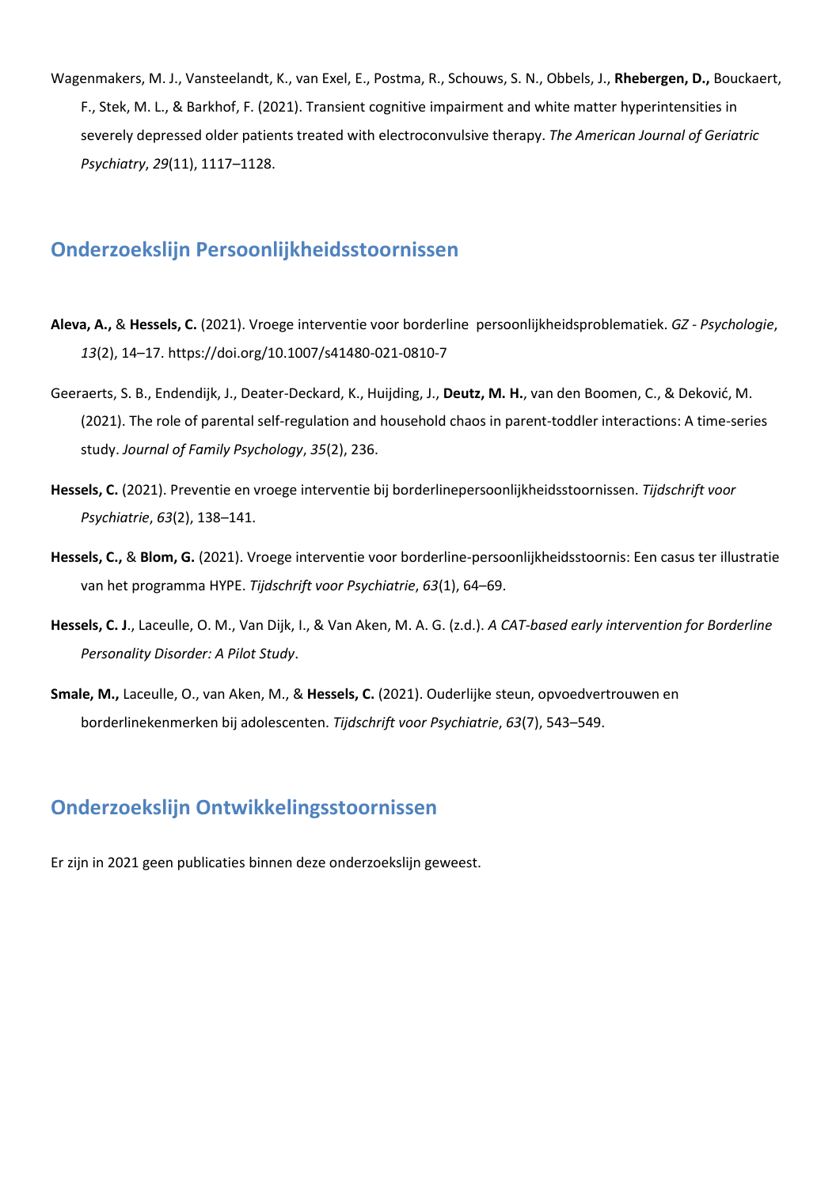Wagenmakers, M. J., Vansteelandt, K., van Exel, E., Postma, R., Schouws, S. N., Obbels, J., **Rhebergen, D.,** Bouckaert, F., Stek, M. L., & Barkhof, F. (2021). Transient cognitive impairment and white matter hyperintensities in severely depressed older patients treated with electroconvulsive therapy. *The American Journal of Geriatric Psychiatry*, *29*(11), 1117–1128.

## Onderzoekslijn Persoonlijkheidsstoornissen

**Aleva, A.,** & **Hessels, C.** (2021). Vroege interventie voor borderline persoonlijkheidsproblematiek. *GZ - Psychologie*, *13*(2), 14–17. https://doi.org/10.1007/s41480-021-0810-7

Geeraerts, S. B., Endendijk, J., Deater-Deckard, K., Huijding, J., **Deutz, M. H.**, van den Boomen, C., & Deković, M. (2021). The role of parental self-regulation and household chaos in parent-toddler interactions: A time-series study. *Journal of Family Psychology*, *35*(2), 236.

**Hessels, C.** (2021). Preventie en vroege interventie bij borderlinepersoonlijkheidsstoornissen. *Tijdschrift voor Psychiatrie*, *63*(2), 138–141.

**Hessels, C.,** & **Blom, G.** (2021). Vroege interventie voor borderline-persoonlijkheidsstoornis: Een casus ter illustratie van het programma HYPE. *Tijdschrift voor Psychiatrie*, *63*(1), 64–69.

**Hessels, C. J**., Laceulle, O. M., Van Dijk, I., & Van Aken, M. A. G. (z.d.). *A CAT-based early intervention for Borderline Personality Disorder: A Pilot Study*.

**Smale, M.,** Laceulle, O., van Aken, M., & **Hessels, C.** (2021). Ouderlijke steun, opvoedvertrouwen en borderlinekenmerken bij adolescenten. *Tijdschrift voor Psychiatrie*, *63*(7), 543–549.

## Onderzoekslijn Ontwikkelingsstoornissen

Er zijn in 2021 geen publicaties binnen deze onderzoekslijn geweest.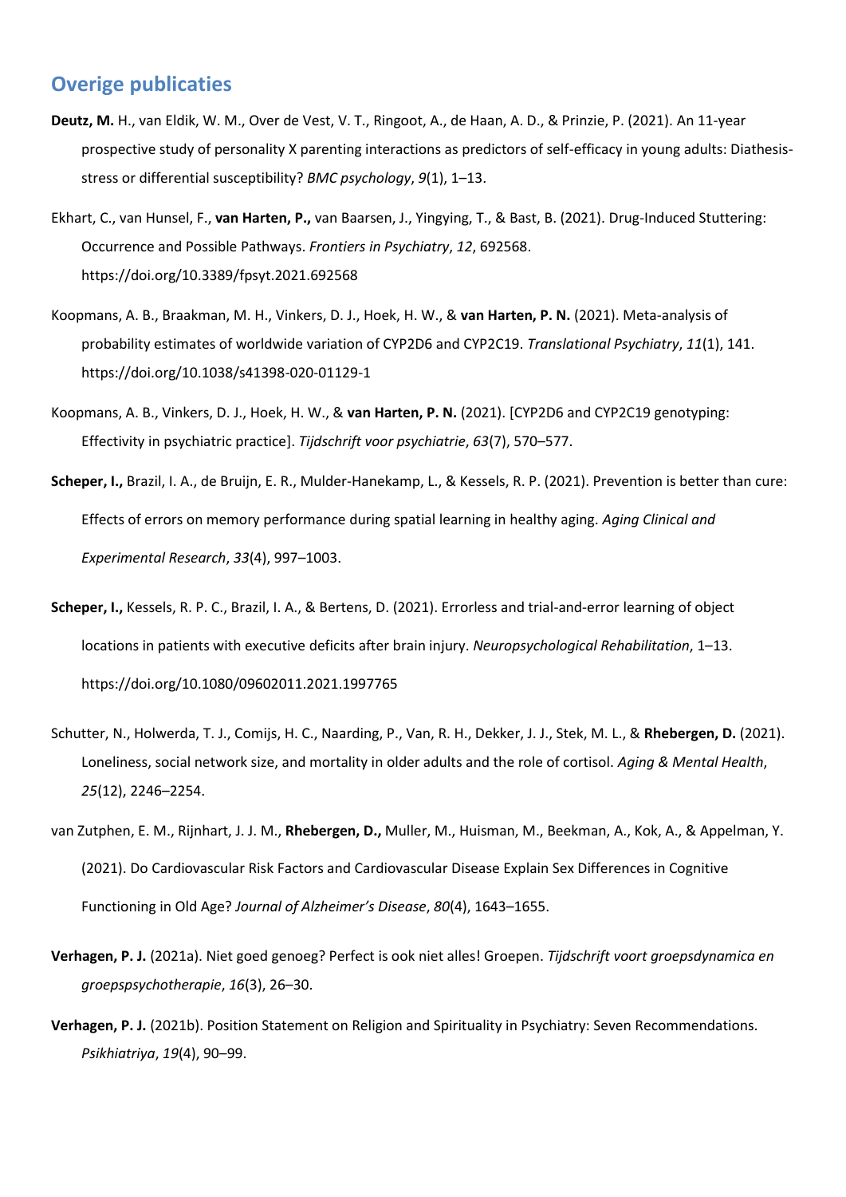## Overige publicaties

**Deutz, M.** H., van Eldik, W. M., Over de Vest, V. T., Ringoot, A., de Haan, A. D., & Prinzie, P. (2021). An 11-year prospective study of personality X parenting interactions as predictors of self-efficacy in young adults: Diathesis-stress or differential susceptibility? *BMC psychology*, *9*(1), 1–13.

Ekhart, C., van Hunsel, F., **van Harten, P.,** van Baarsen, J., Yingying, T., & Bast, B. (2021). Drug-Induced Stuttering: Occurrence and Possible Pathways. *Frontiers in Psychiatry*, *12*, 692568. https://doi.org/10.3389/fpsyt.2021.692568

Koopmans, A. B., Braakman, M. H., Vinkers, D. J., Hoek, H. W., & **van Harten, P. N.** (2021). Meta-analysis of probability estimates of worldwide variation of CYP2D6 and CYP2C19. *Translational Psychiatry*, *11*(1), 141. https://doi.org/10.1038/s41398-020-01129-1

Koopmans, A. B., Vinkers, D. J., Hoek, H. W., & **van Harten, P. N.** (2021). [CYP2D6 and CYP2C19 genotyping: Effectivity in psychiatric practice]. *Tijdschrift voor psychiatrie*, *63*(7), 570–577.

**Scheper, I.,** Brazil, I. A., de Bruijn, E. R., Mulder-Hanekamp, L., & Kessels, R. P. (2021). Prevention is better than cure: Effects of errors on memory performance during spatial learning in healthy aging. *Aging Clinical and Experimental Research*, *33*(4), 997–1003.

**Scheper, I.,** Kessels, R. P. C., Brazil, I. A., & Bertens, D. (2021). Errorless and trial-and-error learning of object locations in patients with executive deficits after brain injury. *Neuropsychological Rehabilitation*, 1–13. https://doi.org/10.1080/09602011.2021.1997765

Schutter, N., Holwerda, T. J., Comijs, H. C., Naarding, P., Van, R. H., Dekker, J. J., Stek, M. L., & **Rhebergen, D.** (2021). Loneliness, social network size, and mortality in older adults and the role of cortisol. *Aging & Mental Health*, *25*(12), 2246–2254.

van Zutphen, E. M., Rijnhart, J. J. M., **Rhebergen, D.,** Muller, M., Huisman, M., Beekman, A., Kok, A., & Appelman, Y. (2021). Do Cardiovascular Risk Factors and Cardiovascular Disease Explain Sex Differences in Cognitive Functioning in Old Age? *Journal of Alzheimer's Disease*, *80*(4), 1643–1655.

**Verhagen, P. J.** (2021a). Niet goed genoeg? Perfect is ook niet alles! Groepen. *Tijdschrift voort groepsdynamica en groepspsychotherapie*, *16*(3), 26–30.

**Verhagen, P. J.** (2021b). Position Statement on Religion and Spirituality in Psychiatry: Seven Recommendations. *Psikhiatriya*, *19*(4), 90–99.